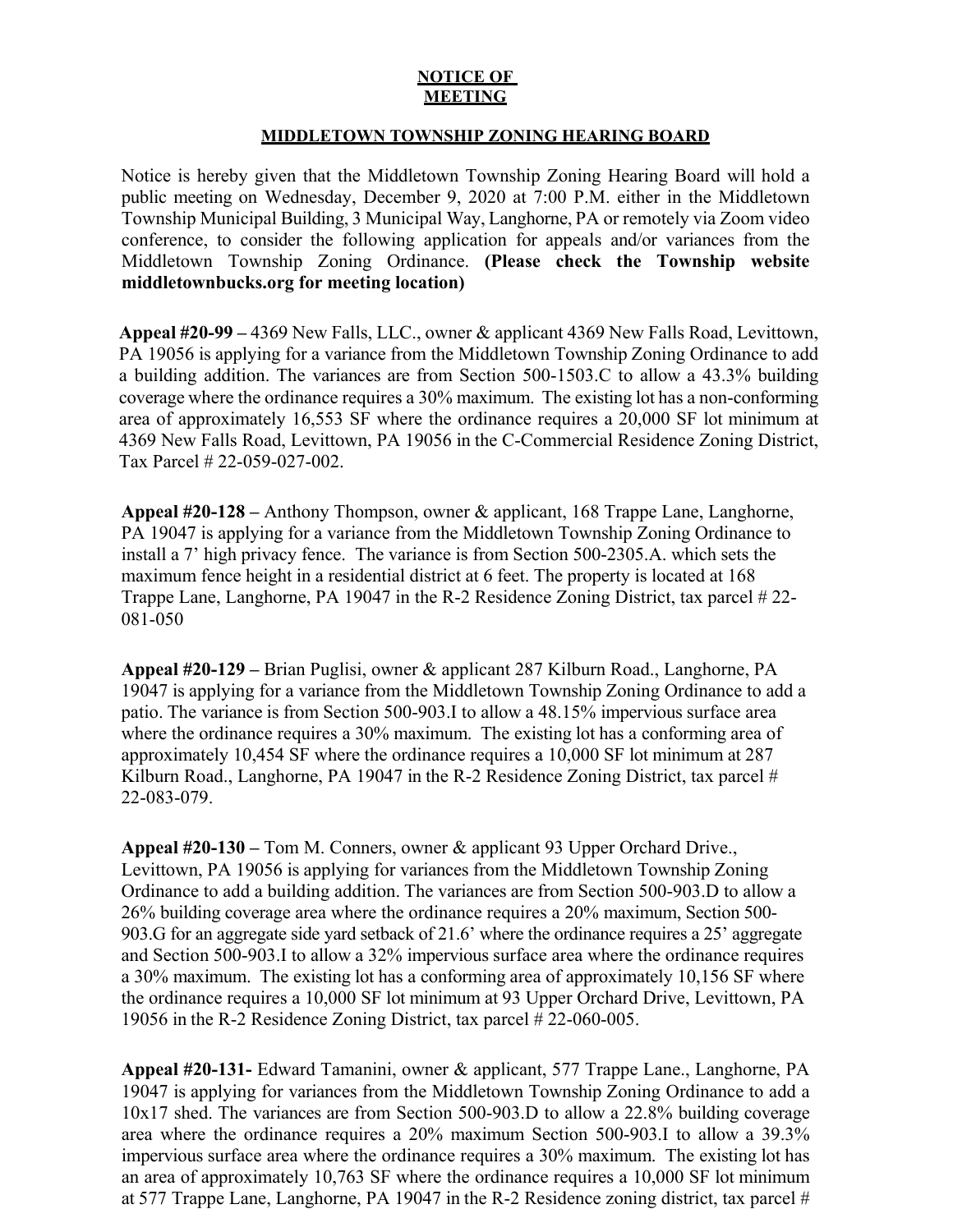**NOTICE OF MEETING**

**MIDDLETOWN TOWNSHIP ZONING HEARING BOARD**

Notice is hereby given that the Middletown Township Zoning Hearing Board will hold a public meeting on Wednesday, December 9, 2020 at 7:00 P.M. either in the Middletown Township Municipal Building, 3 Municipal Way, Langhorne, PA or remotely via Zoom video conference, to consider the following application for appeals and/or variances from the Middletown Township Zoning Ordinance. **(Please check the Township website middletownbucks.org for meeting location)**

**Appeal #20-99 –** 4369 New Falls, LLC., owner & applicant 4369 New Falls Road, Levittown, PA 19056 is applying for a variance from the Middletown Township Zoning Ordinance to add a building addition. The variances are from Section 500-1503.C to allow a 43.3% building coverage where the ordinance requires a 30% maximum. The existing lot has a non-conforming area of approximately 16,553 SF where the ordinance requires a 20,000 SF lot minimum at 4369 New Falls Road, Levittown, PA 19056 in the C-Commercial Residence Zoning District, Tax Parcel # 22-059-027-002.

**Appeal #20-128 –** Anthony Thompson, owner & applicant, 168 Trappe Lane, Langhorne, PA 19047 is applying for a variance from the Middletown Township Zoning Ordinance to install a 7' high privacy fence. The variance is from Section 500-2305.A. which sets the maximum fence height in a residential district at 6 feet. The property is located at 168 Trappe Lane, Langhorne, PA 19047 in the R-2 Residence Zoning District, tax parcel # 22-081-050

**Appeal #20-129 –** Brian Puglisi, owner & applicant 287 Kilburn Road., Langhorne, PA 19047 is applying for a variance from the Middletown Township Zoning Ordinance to add a patio. The variance is from Section 500-903.I to allow a 48.15% impervious surface area where the ordinance requires a 30% maximum. The existing lot has a conforming area of approximately 10,454 SF where the ordinance requires a 10,000 SF lot minimum at 287 Kilburn Road., Langhorne, PA 19047 in the R-2 Residence Zoning District, tax parcel # 22-083-079.

**Appeal #20-130 –** Tom M. Conners, owner & applicant 93 Upper Orchard Drive., Levittown, PA 19056 is applying for variances from the Middletown Township Zoning Ordinance to add a building addition. The variances are from Section 500-903.D to allow a 26% building coverage area where the ordinance requires a 20% maximum, Section 500-903.G for an aggregate side yard setback of 21.6' where the ordinance requires a 25' aggregate and Section 500-903.I to allow a 32% impervious surface area where the ordinance requires a 30% maximum. The existing lot has a conforming area of approximately 10,156 SF where the ordinance requires a 10,000 SF lot minimum at 93 Upper Orchard Drive, Levittown, PA 19056 in the R-2 Residence Zoning District, tax parcel # 22-060-005.

**Appeal #20-131-** Edward Tamanini, owner & applicant, 577 Trappe Lane., Langhorne, PA 19047 is applying for variances from the Middletown Township Zoning Ordinance to add a 10x17 shed. The variances are from Section 500-903.D to allow a 22.8% building coverage area where the ordinance requires a 20% maximum Section 500-903.I to allow a 39.3% impervious surface area where the ordinance requires a 30% maximum. The existing lot has an area of approximately 10,763 SF where the ordinance requires a 10,000 SF lot minimum at 577 Trappe Lane, Langhorne, PA 19047 in the R-2 Residence zoning district, tax parcel #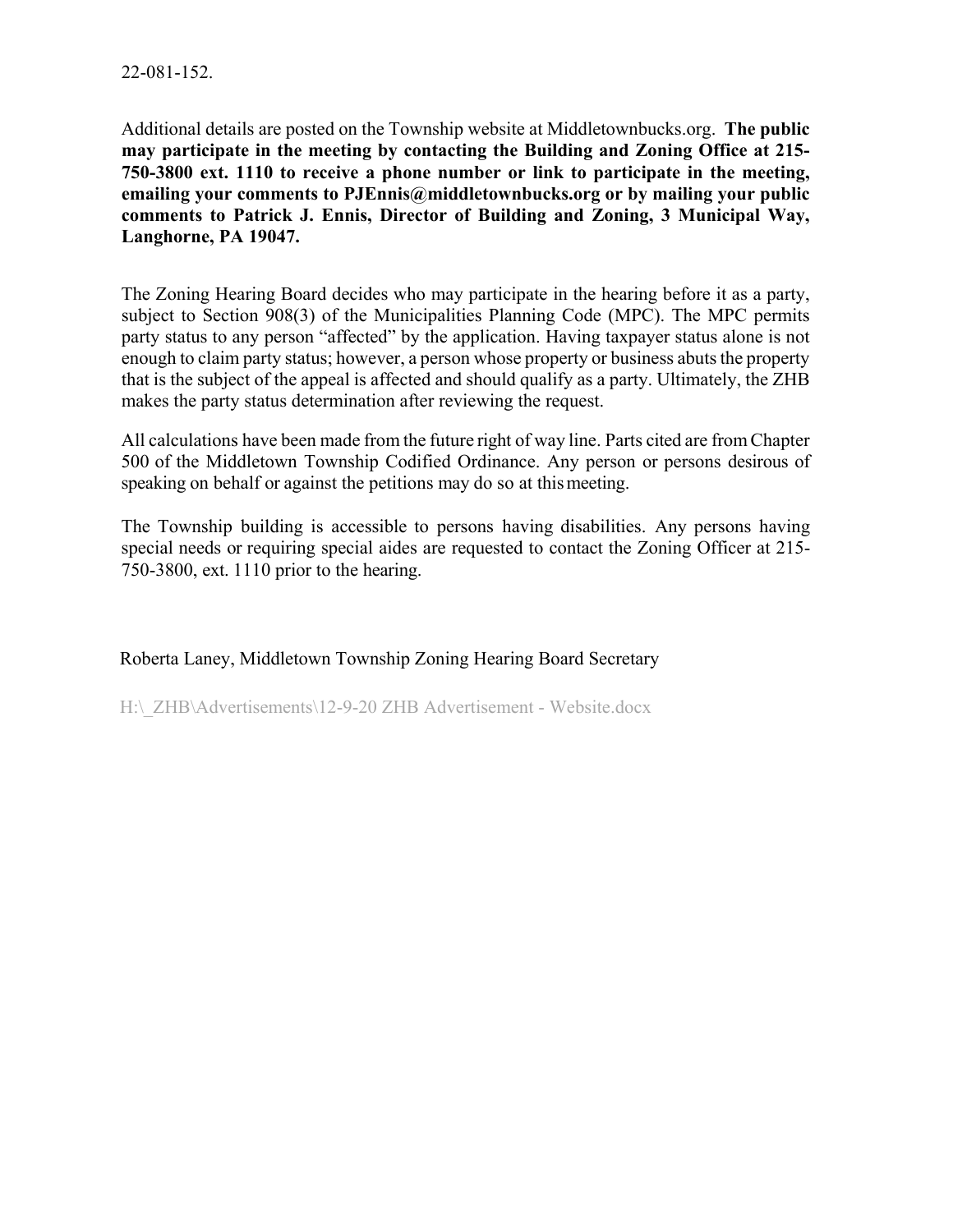22-081-152.

Additional details are posted on the Township website at Middletownbucks.org. **The public may participate in the meeting by contacting the Building and Zoning Office at 215-750-3800 ext. 1110 to receive a phone number or link to participate in the meeting, emailing your comments to PJEnnis@middletownbucks.org or by mailing your public comments to Patrick J. Ennis, Director of Building and Zoning, 3 Municipal Way, Langhorne, PA 19047.**

The Zoning Hearing Board decides who may participate in the hearing before it as a party, subject to Section 908(3) of the Municipalities Planning Code (MPC). The MPC permits party status to any person "affected" by the application. Having taxpayer status alone is not enough to claim party status; however, a person whose property or business abuts the property that is the subject of the appeal is affected and should qualify as a party. Ultimately, the ZHB makes the party status determination after reviewing the request.

All calculations have been made from the future right of way line. Parts cited are from Chapter 500 of the Middletown Township Codified Ordinance. Any person or persons desirous of speaking on behalf or against the petitions may do so at this meeting.

The Township building is accessible to persons having disabilities. Any persons having special needs or requiring special aides are requested to contact the Zoning Officer at 215-750-3800, ext. 1110 prior to the hearing.

Roberta Laney, Middletown Township Zoning Hearing Board Secretary

H:\_ZHB\Advertisements\12-9-20 ZHB Advertisement - Website.docx